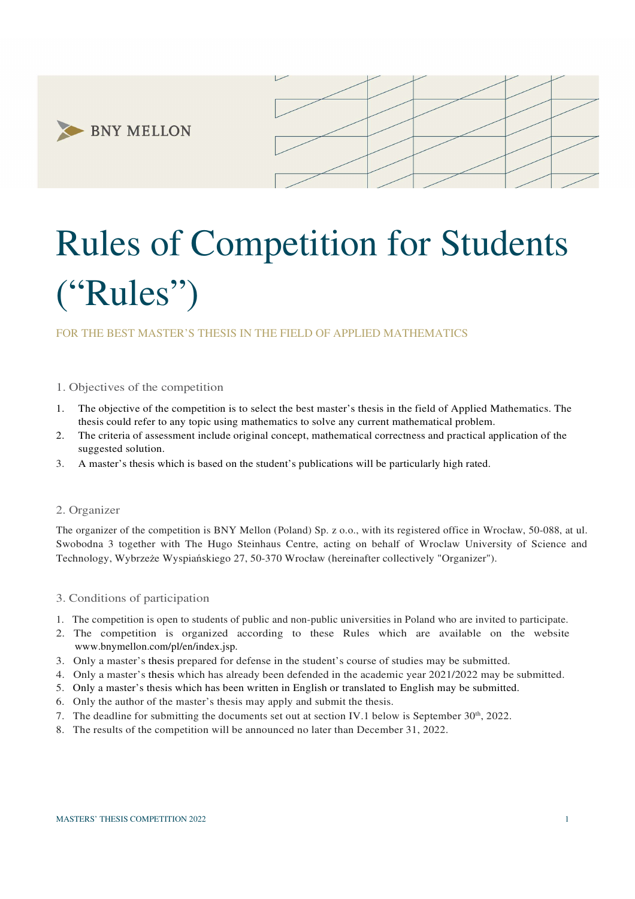BNY MELLON

# Rules of Competition for Students ("Rules")

FOR THE BEST MASTER'S THESIS IN THE FIELD OF APPLIED MATHEMATICS

## 1. Objectives of the competition

1. The objective of the competition is to select the best master's thesis in the field of Applied Mathematics. The thesis could refer to any topic using mathematics to solve any current mathematical problem.
2. The criteria of assessment include original concept, mathematical correctness and practical application of the suggested solution.
3. A master's thesis which is based on the student's publications will be particularly high rated.

## 2. Organizer

The organizer of the competition is BNY Mellon (Poland) Sp. z o.o., with its registered office in Wrocław, 50-088, at ul. Swobodna 3 together with The Hugo Steinhaus Centre, acting on behalf of Wroclaw University of Science and Technology, Wybrzeże Wyspiańskiego 27, 50-370 Wrocław (hereinafter collectively "Organizer").

## 3. Conditions of participation

1. The competition is open to students of public and non-public universities in Poland who are invited to participate.
2. The competition is organized according to these Rules which are available on the website www.bnymellon.com/pl/en/index.jsp.
3. Only a master's thesis prepared for defense in the student's course of studies may be submitted.
4. Only a master's thesis which has already been defended in the academic year 2021/2022 may be submitted.
5. Only a master's thesis which has been written in English or translated to English may be submitted.
6. Only the author of the master's thesis may apply and submit the thesis.
7. The deadline for submitting the documents set out at section IV.1 below is September 30th, 2022.
8. The results of the competition will be announced no later than December 31, 2022.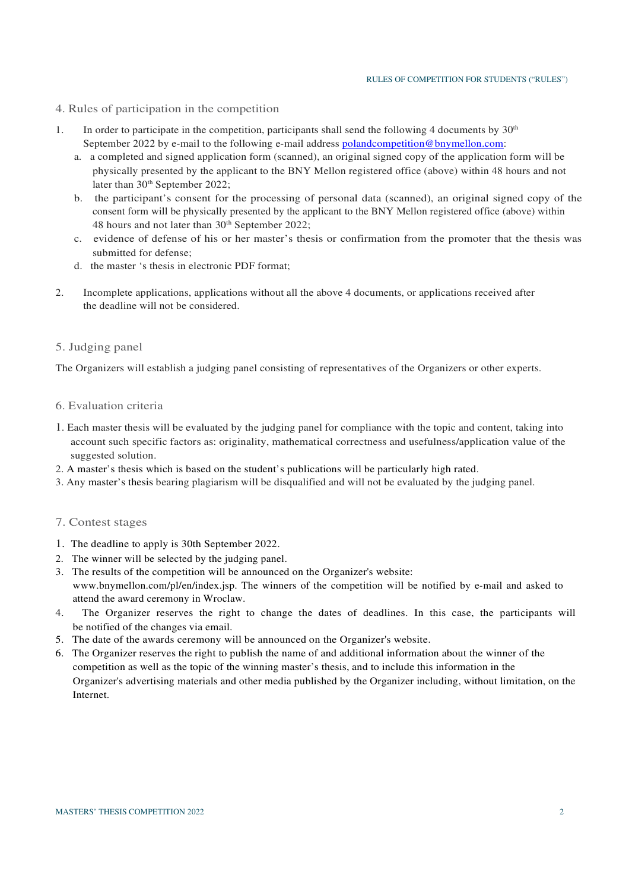## 4. Rules of participation in the competition

1. In order to participate in the competition, participants shall send the following 4 documents by 30th September 2022 by e-mail to the following e-mail address polandcompetition@bnymellon.com:
   a. a completed and signed application form (scanned), an original signed copy of the application form will be physically presented by the applicant to the BNY Mellon registered office (above) within 48 hours and not later than 30th September 2022;
   b. the participant's consent for the processing of personal data (scanned), an original signed copy of the consent form will be physically presented by the applicant to the BNY Mellon registered office (above) within 48 hours and not later than 30th September 2022;
   c. evidence of defense of his or her master's thesis or confirmation from the promoter that the thesis was submitted for defense;
   d. the master 's thesis in electronic PDF format;

2. Incomplete applications, applications without all the above 4 documents, or applications received after the deadline will not be considered.

## 5. Judging panel

The Organizers will establish a judging panel consisting of representatives of the Organizers or other experts.

## 6. Evaluation criteria

1. Each master thesis will be evaluated by the judging panel for compliance with the topic and content, taking into account such specific factors as: originality, mathematical correctness and usefulness/application value of the suggested solution.
2. A master's thesis which is based on the student's publications will be particularly high rated.
3. Any master's thesis bearing plagiarism will be disqualified and will not be evaluated by the judging panel.

## 7. Contest stages

1. The deadline to apply is 30th September 2022.
2. The winner will be selected by the judging panel.
3. The results of the competition will be announced on the Organizer's website: www.bnymellon.com/pl/en/index.jsp. The winners of the competition will be notified by e-mail and asked to attend the award ceremony in Wroclaw.
4. The Organizer reserves the right to change the dates of deadlines. In this case, the participants will be notified of the changes via email.
5. The date of the awards ceremony will be announced on the Organizer's website.
6. The Organizer reserves the right to publish the name of and additional information about the winner of the competition as well as the topic of the winning master's thesis, and to include this information in the Organizer's advertising materials and other media published by the Organizer including, without limitation, on the Internet.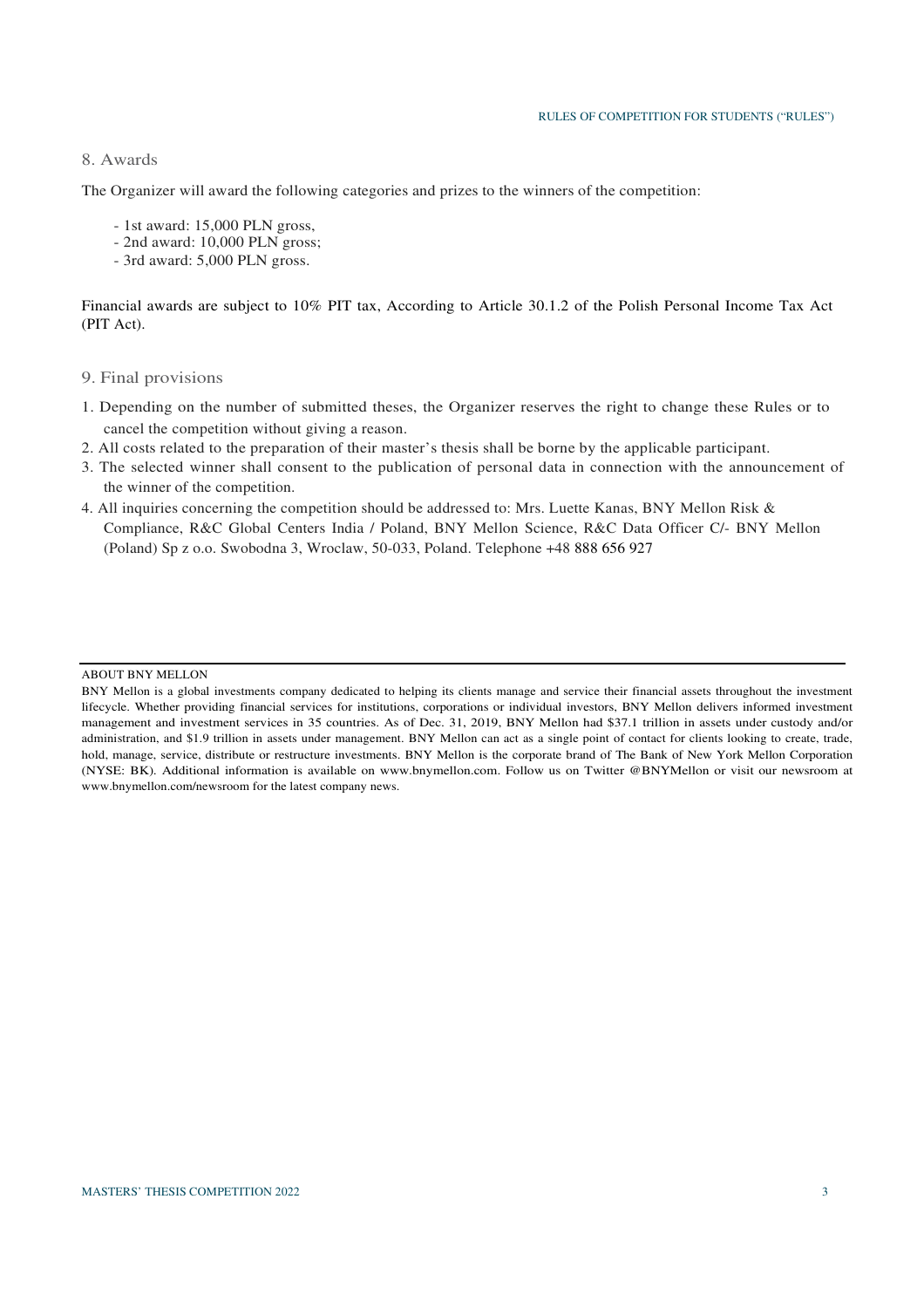## 8. Awards

The Organizer will award the following categories and prizes to the winners of the competition:

- 1st award: 15,000 PLN gross,
- 2nd award: 10,000 PLN gross;
- 3rd award: 5,000 PLN gross.

Financial awards are subject to 10% PIT tax, According to Article 30.1.2 of the Polish Personal Income Tax Act (PIT Act).

## 9. Final provisions

1. Depending on the number of submitted theses, the Organizer reserves the right to change these Rules or to cancel the competition without giving a reason.
2. All costs related to the preparation of their master's thesis shall be borne by the applicable participant.
3. The selected winner shall consent to the publication of personal data in connection with the announcement of the winner of the competition.
4. All inquiries concerning the competition should be addressed to: Mrs. Luette Kanas, BNY Mellon Risk & Compliance, R&C Global Centers India / Poland, BNY Mellon Science, R&C Data Officer C/- BNY Mellon (Poland) Sp z o.o. Swobodna 3, Wroclaw, 50-033, Poland. Telephone +48 888 656 927

---

ABOUT BNY MELLON

BNY Mellon is a global investments company dedicated to helping its clients manage and service their financial assets throughout the investment lifecycle. Whether providing financial services for institutions, corporations or individual investors, BNY Mellon delivers informed investment management and investment services in 35 countries. As of Dec. 31, 2019, BNY Mellon had $37.1 trillion in assets under custody and/or administration, and $1.9 trillion in assets under management. BNY Mellon can act as a single point of contact for clients looking to create, trade, hold, manage, service, distribute or restructure investments. BNY Mellon is the corporate brand of The Bank of New York Mellon Corporation (NYSE: BK). Additional information is available on www.bnymellon.com. Follow us on Twitter @BNYMellon or visit our newsroom at www.bnymellon.com/newsroom for the latest company news.